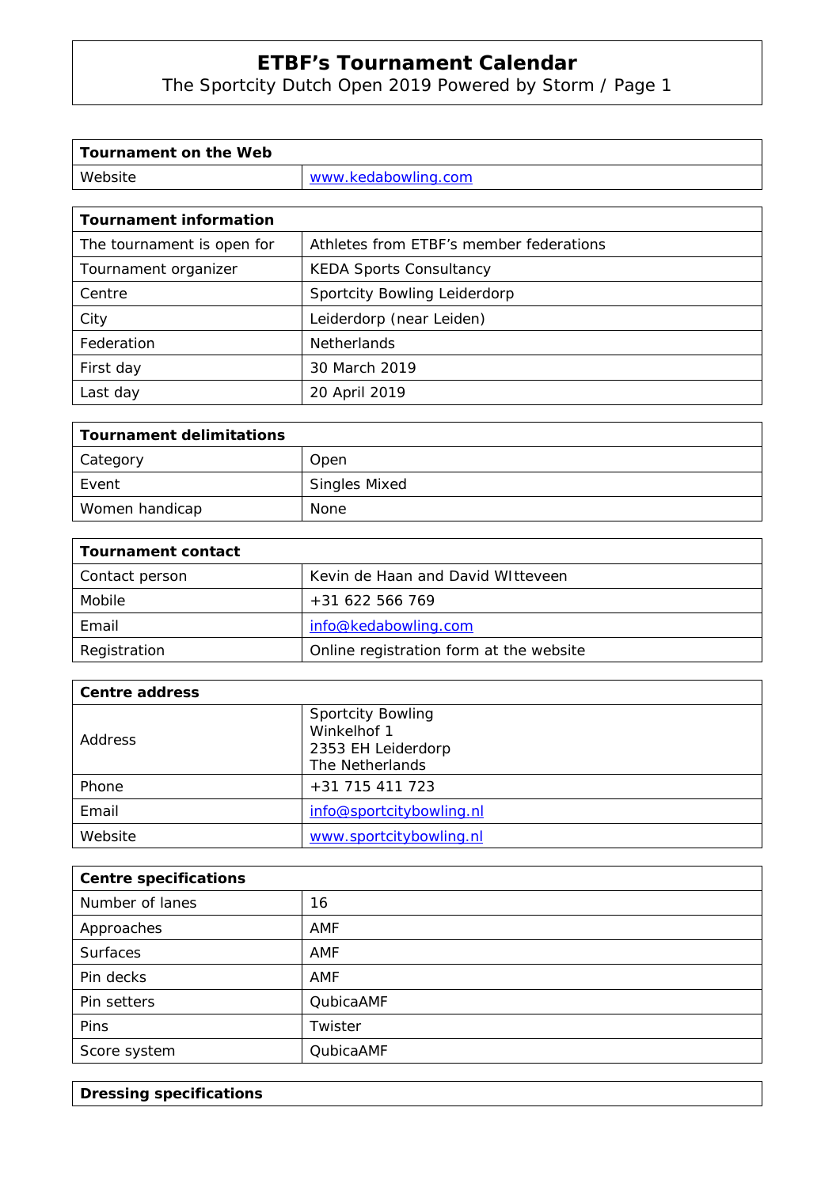# ETBF's Tournament Calendar

The Sportcity Dutch Open 2019 Powered by Storm / Page 1

| Tournament on the Web | |
|---|---|
| Website | www.kedabowling.com |

| Tournament information | |
|---|---|
| The tournament is open for | Athletes from ETBF's member federations |
| Tournament organizer | KEDA Sports Consultancy |
| Centre | Sportcity Bowling Leiderdorp |
| City | Leiderdorp (near Leiden) |
| Federation | Netherlands |
| First day | 30 March 2019 |
| Last day | 20 April 2019 |

| Tournament delimitations | |
|---|---|
| Category | Open |
| Event | Singles Mixed |
| Women handicap | None |

| Tournament contact | |
|---|---|
| Contact person | Kevin de Haan and David WItteveen |
| Mobile | +31 622 566 769 |
| Email | info@kedabowling.com |
| Registration | Online registration form at the website |

| Centre address | |
|---|---|
| Address | Sportcity Bowling<br>Winkelhof 1<br>2353 EH Leiderdorp<br>The Netherlands |
| Phone | +31 715 411 723 |
| Email | info@sportcitybowling.nl |
| Website | www.sportcitybowling.nl |

| Centre specifications | |
|---|---|
| Number of lanes | 16 |
| Approaches | AMF |
| Surfaces | AMF |
| Pin decks | AMF |
| Pin setters | QubicaAMF |
| Pins | Twister |
| Score system | QubicaAMF |

| Dressing specifications |
|---|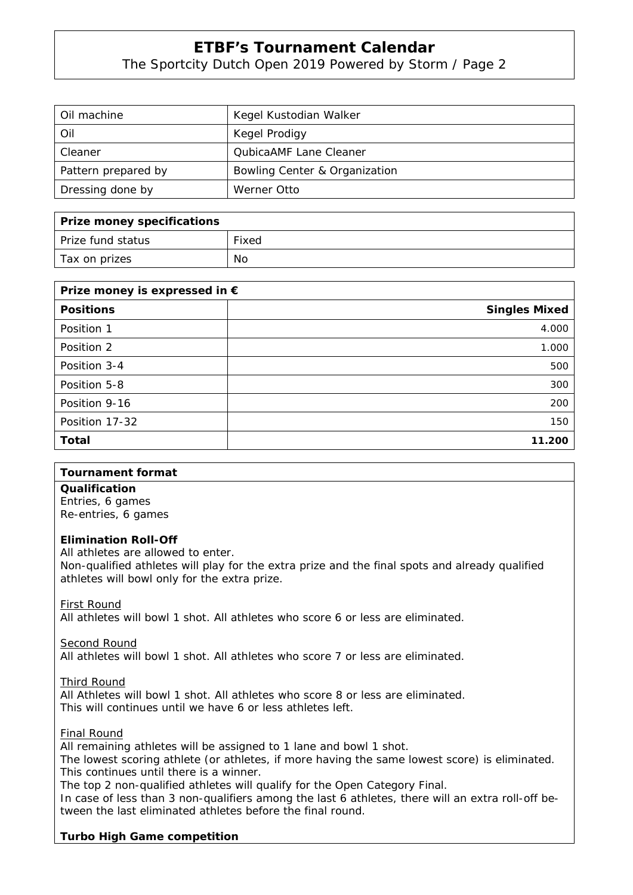| Oil machine | Kegel Kustodian Walker |
|---|---|
| Oil | Kegel Prodigy |
| Cleaner | QubicaAMF Lane Cleaner |
| Pattern prepared by | Bowling Center & Organization |
| Dressing done by | Werner Otto |

| **Prize money specifications** | |
|---|---|
| Prize fund status | Fixed |
| Tax on prizes | No |

**Prize money is expressed in €**

| **Positions** | **Singles Mixed** |
|---|---:|
| Position 1 | 4.000 |
| Position 2 | 1.000 |
| Position 3-4 | 500 |
| Position 5-8 | 300 |
| Position 9-16 | 200 |
| Position 17-32 | 150 |
| **Total** | **11.200** |

**Tournament format**

**Qualification**
Entries, 6 games
Re-entries, 6 games

**Elimination Roll-Off**
All athletes are allowed to enter.
Non-qualified athletes will play for the extra prize and the final spots and already qualified athletes will bowl only for the extra prize.

First Round
All athletes will bowl 1 shot. All athletes who score 6 or less are eliminated.

Second Round
All athletes will bowl 1 shot. All athletes who score 7 or less are eliminated.

Third Round
All Athletes will bowl 1 shot. All athletes who score 8 or less are eliminated.
This will continues until we have 6 or less athletes left.

Final Round
All remaining athletes will be assigned to 1 lane and bowl 1 shot.
The lowest scoring athlete (or athletes, if more having the same lowest score) is eliminated.
This continues until there is a winner.
The top 2 non-qualified athletes will qualify for the Open Category Final.
In case of less than 3 non-qualifiers among the last 6 athletes, there will an extra roll-off between the last eliminated athletes before the final round.

**Turbo High Game competition**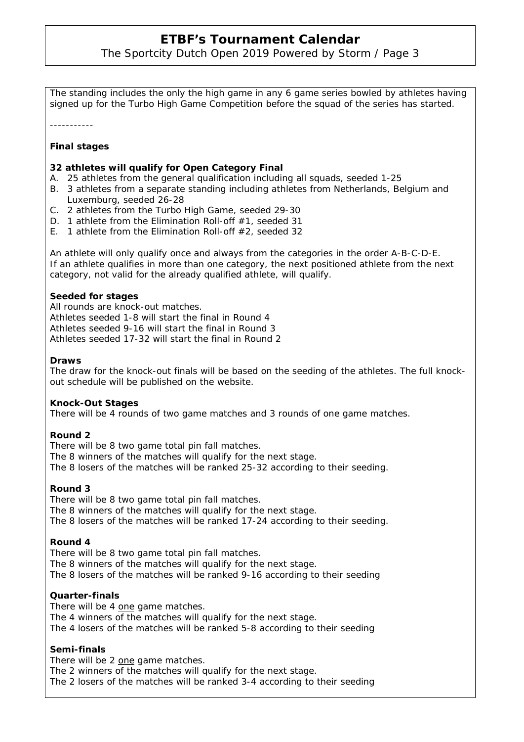The standing includes the only the high game in any 6 game series bowled by athletes having signed up for the Turbo High Game Competition before the squad of the series has started.

-----------

**Final stages**

**32 athletes will qualify for Open Category Final**

A. 25 athletes from the general qualification including all squads, seeded 1-25
B. 3 athletes from a separate standing including athletes from Netherlands, Belgium and Luxemburg, seeded 26-28
C. 2 athletes from the Turbo High Game, seeded 29-30
D. 1 athlete from the Elimination Roll-off #1, seeded 31
E. 1 athlete from the Elimination Roll-off #2, seeded 32

An athlete will only qualify once and always from the categories in the order A-B-C-D-E.
If an athlete qualifies in more than one category, the next positioned athlete from the next category, not valid for the already qualified athlete, will qualify.

**Seeded for stages**

All rounds are knock-out matches.
Athletes seeded 1-8 will start the final in Round 4
Athletes seeded 9-16 will start the final in Round 3
Athletes seeded 17-32 will start the final in Round 2

**Draws**

The draw for the knock-out finals will be based on the seeding of the athletes. The full knock-out schedule will be published on the website.

**Knock-Out Stages**

There will be 4 rounds of two game matches and 3 rounds of one game matches.

**Round 2**

There will be 8 two game total pin fall matches.
The 8 winners of the matches will qualify for the next stage.
The 8 losers of the matches will be ranked 25-32 according to their seeding.

**Round 3**

There will be 8 two game total pin fall matches.
The 8 winners of the matches will qualify for the next stage.
The 8 losers of the matches will be ranked 17-24 according to their seeding.

**Round 4**

There will be 8 two game total pin fall matches.
The 8 winners of the matches will qualify for the next stage.
The 8 losers of the matches will be ranked 9-16 according to their seeding

**Quarter-finals**

There will be 4 one game matches.
The 4 winners of the matches will qualify for the next stage.
The 4 losers of the matches will be ranked 5-8 according to their seeding

**Semi-finals**

There will be 2 one game matches.
The 2 winners of the matches will qualify for the next stage.
The 2 losers of the matches will be ranked 3-4 according to their seeding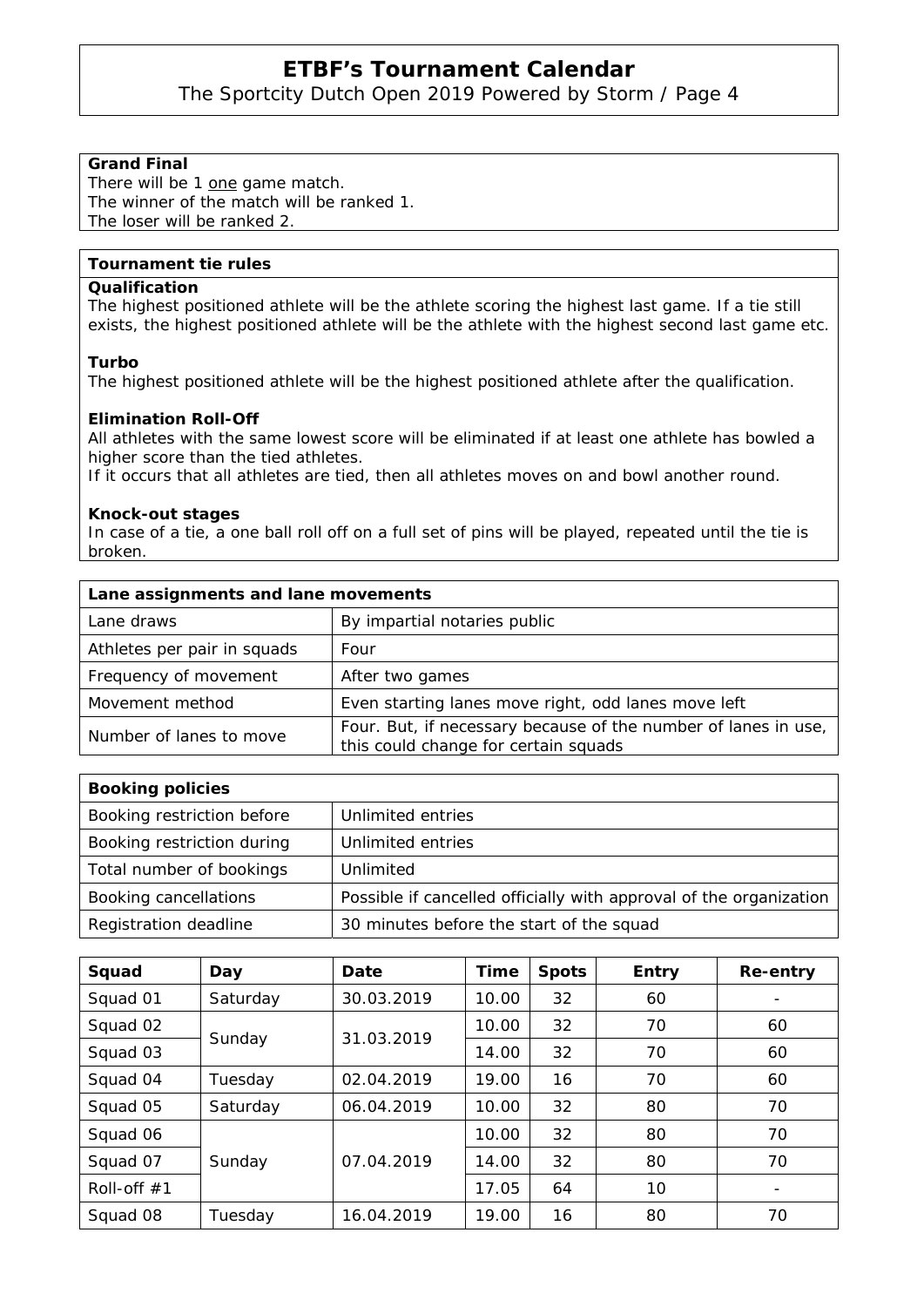**Grand Final**

There will be 1 one game match.
The winner of the match will be ranked 1.
The loser will be ranked 2.

**Tournament tie rules**

**Qualification**

The highest positioned athlete will be the athlete scoring the highest last game. If a tie still exists, the highest positioned athlete will be the athlete with the highest second last game etc.

**Turbo**

The highest positioned athlete will be the highest positioned athlete after the qualification.

**Elimination Roll-Off**

All athletes with the same lowest score will be eliminated if at least one athlete has bowled a higher score than the tied athletes.
If it occurs that all athletes are tied, then all athletes moves on and bowl another round.

**Knock-out stages**

In case of a tie, a one ball roll off on a full set of pins will be played, repeated until the tie is broken.

| Lane assignments and lane movements | |
|---|---|
| Lane draws | By impartial notaries public |
| Athletes per pair in squads | Four |
| Frequency of movement | After two games |
| Movement method | Even starting lanes move right, odd lanes move left |
| Number of lanes to move | Four. But, if necessary because of the number of lanes in use, this could change for certain squads |

| Booking policies | |
|---|---|
| Booking restriction before | Unlimited entries |
| Booking restriction during | Unlimited entries |
| Total number of bookings | Unlimited |
| Booking cancellations | Possible if cancelled officially with approval of the organization |
| Registration deadline | 30 minutes before the start of the squad |

| Squad | Day | Date | Time | Spots | Entry | Re-entry |
|---|---|---|---|---|---|---|
| Squad 01 | Saturday | 30.03.2019 | 10.00 | 32 | 60 | - |
| Squad 02 | Sunday | 31.03.2019 | 10.00 | 32 | 70 | 60 |
| Squad 03 | | | 14.00 | 32 | 70 | 60 |
| Squad 04 | Tuesday | 02.04.2019 | 19.00 | 16 | 70 | 60 |
| Squad 05 | Saturday | 06.04.2019 | 10.00 | 32 | 80 | 70 |
| Squad 06 | Sunday | 07.04.2019 | 10.00 | 32 | 80 | 70 |
| Squad 07 | | | 14.00 | 32 | 80 | 70 |
| Roll-off #1 | | | 17.05 | 64 | 10 | - |
| Squad 08 | Tuesday | 16.04.2019 | 19.00 | 16 | 80 | 70 |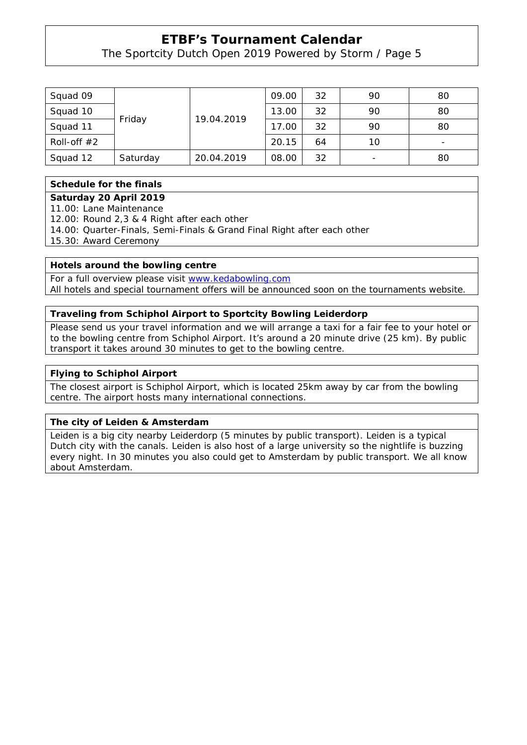| | | | | | | |
|---|---|---|---|---|---|---|
| Squad 09 | Friday | 19.04.2019 | 09.00 | 32 | 90 | 80 |
| Squad 10 | | | 13.00 | 32 | 90 | 80 |
| Squad 11 | | | 17.00 | 32 | 90 | 80 |
| Roll-off #2 | | | 20.15 | 64 | 10 | - |
| Squad 12 | Saturday | 20.04.2019 | 08.00 | 32 | - | 80 |

**Schedule for the finals**

**Saturday 20 April 2019**

11.00: Lane Maintenance
12.00: Round 2,3 & 4 Right after each other
14.00: Quarter-Finals, Semi-Finals & Grand Final Right after each other
15.30: Award Ceremony

**Hotels around the bowling centre**

For a full overview please visit [www.kedabowling.com](http://www.kedabowling.com)
All hotels and special tournament offers will be announced soon on the tournaments website.

**Traveling from Schiphol Airport to Sportcity Bowling Leiderdorp**

Please send us your travel information and we will arrange a taxi for a fair fee to your hotel or to the bowling centre from Schiphol Airport. It's around a 20 minute drive (25 km). By public transport it takes around 30 minutes to get to the bowling centre.

**Flying to Schiphol Airport**

The closest airport is Schiphol Airport, which is located 25km away by car from the bowling centre. The airport hosts many international connections.

**The city of Leiden & Amsterdam**

Leiden is a big city nearby Leiderdorp (5 minutes by public transport). Leiden is a typical Dutch city with the canals. Leiden is also host of a large university so the nightlife is buzzing every night. In 30 minutes you also could get to Amsterdam by public transport. We all know about Amsterdam.